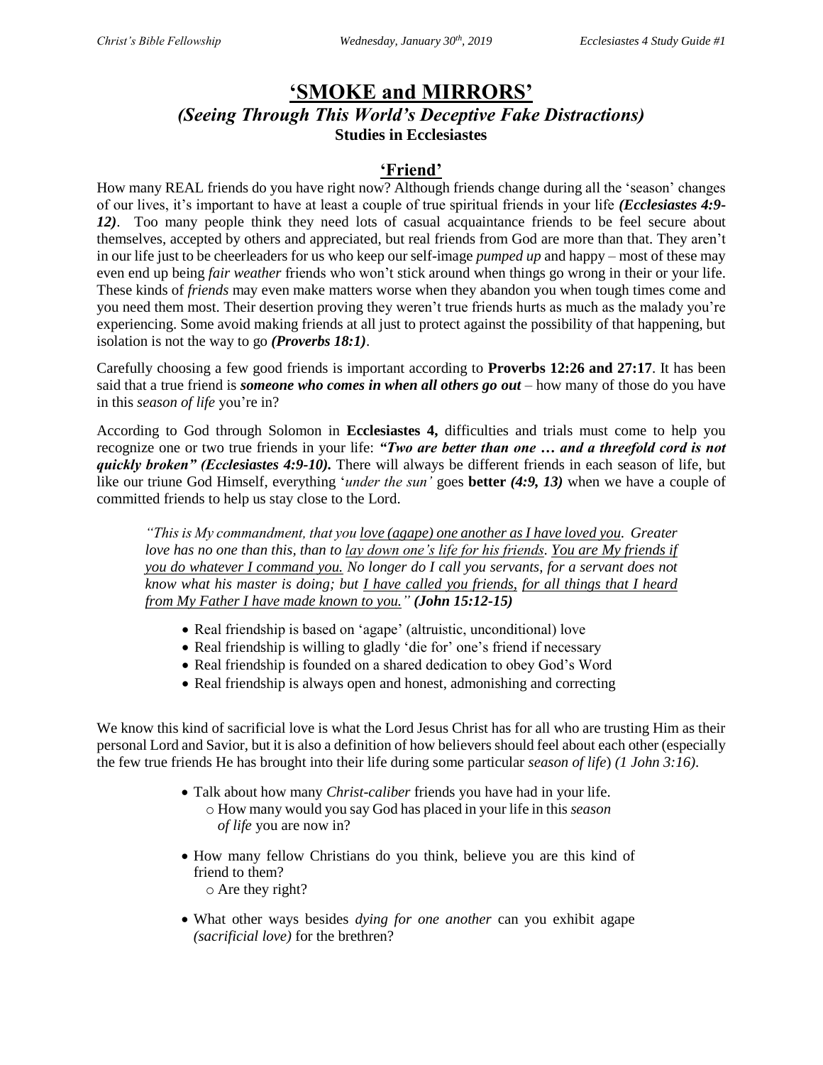# 'SMOKE and MIRRORS'

## *(Seeing Through This World's Deceptive Fake Distractions)*

**Studies in Ecclesiastes**

## 'Friend'

How many REAL friends do you have right now? Although friends change during all the 'season' changes of our lives, it's important to have at least a couple of true spiritual friends in your life ***(Ecclesiastes 4:9-12)***. Too many people think they need lots of casual acquaintance friends to be feel secure about themselves, accepted by others and appreciated, but real friends from God are more than that. They aren't in our life just to be cheerleaders for us who keep our self-image *pumped up* and happy – most of these may even end up being *fair weather* friends who won't stick around when things go wrong in their or your life. These kinds of *friends* may even make matters worse when they abandon you when tough times come and you need them most. Their desertion proving they weren't true friends hurts as much as the malady you're experiencing. Some avoid making friends at all just to protect against the possibility of that happening, but isolation is not the way to go ***(Proverbs 18:1)***.

Carefully choosing a few good friends is important according to **Proverbs 12:26 and 27:17**. It has been said that a true friend is ***someone who comes in when all others go out*** – how many of those do you have in this *season of life* you're in?

According to God through Solomon in **Ecclesiastes 4,** difficulties and trials must come to help you recognize one or two true friends in your life: ***"Two are better than one … and a threefold cord is not quickly broken" (Ecclesiastes 4:9-10).*** There will always be different friends in each season of life, but like our triune God Himself, everything '*under the sun'* goes **better** ***(4:9, 13)*** when we have a couple of committed friends to help us stay close to the Lord.

> *"This is My commandment, that you <u>love (agape) one another as I have loved you</u>. Greater love has no one than this, than to <u>lay down one's life for his friends</u>. <u>You are My friends if you do whatever I command you.</u> No longer do I call you servants, for a servant does not know what his master is doing; but <u>I have called you friends,</u> <u>for all things that I heard from My Father I have made known to you.</u>"* ***(John 15:12-15)***

- Real friendship is based on 'agape' (altruistic, unconditional) love
- Real friendship is willing to gladly 'die for' one's friend if necessary
- Real friendship is founded on a shared dedication to obey God's Word
- Real friendship is always open and honest, admonishing and correcting

We know this kind of sacrificial love is what the Lord Jesus Christ has for all who are trusting Him as their personal Lord and Savior, but it is also a definition of how believers should feel about each other (especially the few true friends He has brought into their life during some particular *season of life*) *(1 John 3:16)*.

- Talk about how many *Christ-caliber* friends you have had in your life.
  - How many would you say God has placed in your life in this *season of life* you are now in?
- How many fellow Christians do you think, believe you are this kind of friend to them?
  - Are they right?
- What other ways besides *dying for one another* can you exhibit agape *(sacrificial love)* for the brethren?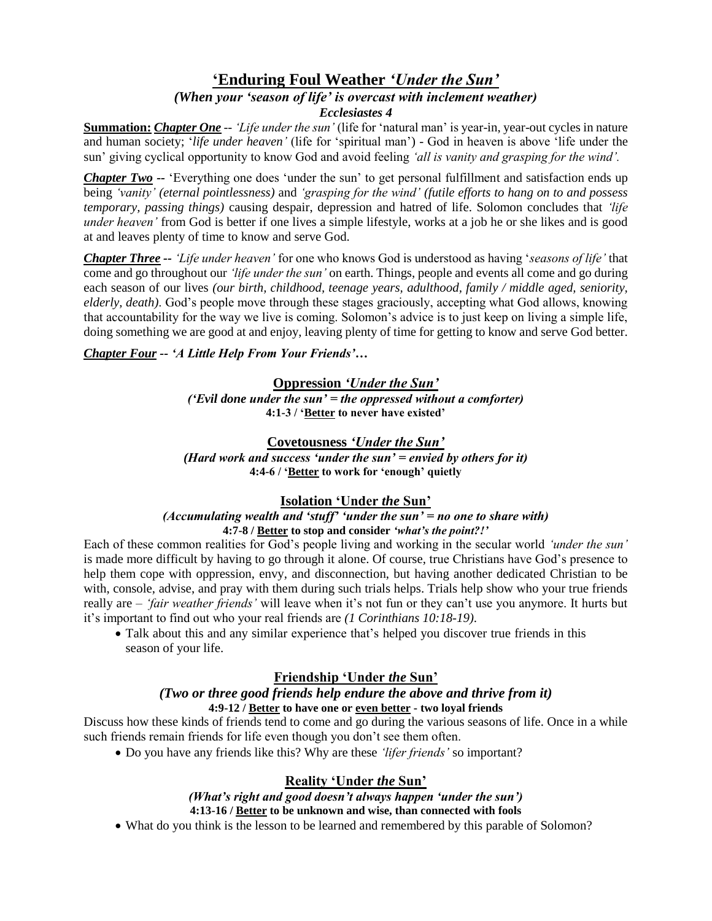# 'Enduring Foul Weather *'Under the Sun'*

### *(When your 'season of life' is overcast with inclement weather)*

### *Ecclesiastes 4*

**Summation:** ***Chapter One*** -- *'Life under the sun'* (life for 'natural man' is year-in, year-out cycles in nature and human society; '*life under heaven'* (life for 'spiritual man') - God in heaven is above 'life under the sun' giving cyclical opportunity to know God and avoid feeling *'all is vanity and grasping for the wind'.*

***Chapter Two*** -- 'Everything one does 'under the sun' to get personal fulfillment and satisfaction ends up being *'vanity' (eternal pointlessness)* and *'grasping for the wind' (futile efforts to hang on to and possess temporary, passing things)* causing despair, depression and hatred of life. Solomon concludes that *'life under heaven'* from God is better if one lives a simple lifestyle, works at a job he or she likes and is good at and leaves plenty of time to know and serve God.

***Chapter Three*** -- *'Life under heaven'* for one who knows God is understood as having '*seasons of life'* that come and go throughout our *'life under the sun'* on earth. Things, people and events all come and go during each season of our lives *(our birth, childhood, teenage years, adulthood, family / middle aged, seniority, elderly, death)*. God's people move through these stages graciously, accepting what God allows, knowing that accountability for the way we live is coming. Solomon's advice is to just keep on living a simple life, doing something we are good at and enjoy, leaving plenty of time for getting to know and serve God better.

***Chapter Four*** -- ***'A Little Help From Your Friends'…***

### Oppression *'Under the Sun'*

***('Evil done under the sun' = the oppressed without a comforter)***
**4:1-3 / 'Better to never have existed'**

### Covetousness *'Under the Sun'*

***(Hard work and success 'under the sun' = envied by others for it)***
**4:4-6 / 'Better to work for 'enough' quietly**

### Isolation 'Under *the* Sun'

***(Accumulating wealth and 'stuff' 'under the sun' = no one to share with)***
**4:7-8 / Better to stop and consider *'what's the point?!'***

Each of these common realities for God's people living and working in the secular world *'under the sun'* is made more difficult by having to go through it alone. Of course, true Christians have God's presence to help them cope with oppression, envy, and disconnection, but having another dedicated Christian to be with, console, advise, and pray with them during such trials helps. Trials help show who your true friends really are – *'fair weather friends'* will leave when it's not fun or they can't use you anymore. It hurts but it's important to find out who your real friends are *(1 Corinthians 10:18-19)*.

- Talk about this and any similar experience that's helped you discover true friends in this season of your life.

### Friendship 'Under *the* Sun'

***(Two or three good friends help endure the above and thrive from it)***
**4:9-12 / Better to have one or even better - two loyal friends**

Discuss how these kinds of friends tend to come and go during the various seasons of life. Once in a while such friends remain friends for life even though you don't see them often.

- Do you have any friends like this? Why are these *'lifer friends'* so important?

### Reality 'Under *the* Sun'

***(What's right and good doesn't always happen 'under the sun')***
**4:13-16 / Better to be unknown and wise, than connected with fools**

- What do you think is the lesson to be learned and remembered by this parable of Solomon?